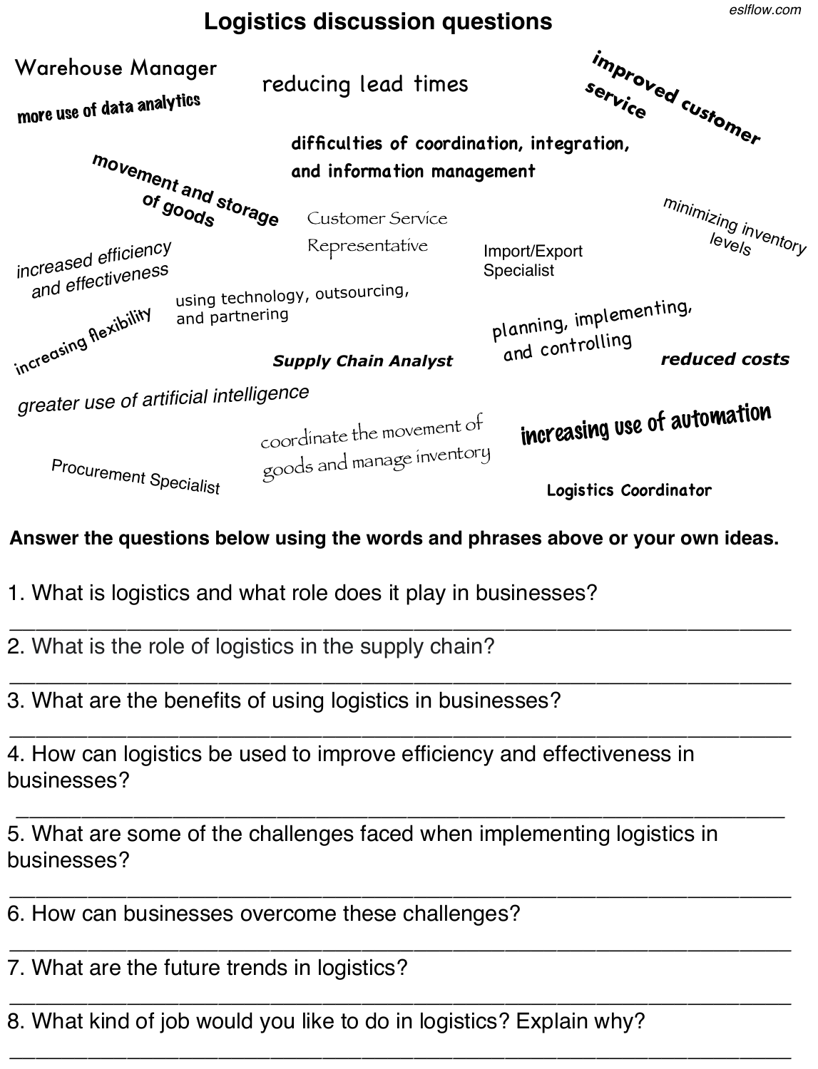# Logistics discussion questions

Warehouse Manager

reducing lead times

improved customer service

more use of data analytics

difficulties of coordination, integration, and information management

movement and storage of goods

Customer Service Representative

minimizing inventory levels

Import/Export Specialist

increased efficiency and effectiveness

using technology, outsourcing, and partnering

increasing flexibility

planning, implementing, and controlling

Supply Chain Analyst

reduced costs

greater use of artificial intelligence

coordinate the movement of goods and manage inventory

increasing use of automation

Procurement Specialist

Logistics Coordinator

**Answer the questions below using the words and phrases above or your own ideas.**

1. What is logistics and what role does it play in businesses?

_______________________________________________________________

2. What is the role of logistics in the supply chain?

_______________________________________________________________

3. What are the benefits of using logistics in businesses?

_______________________________________________________________

4. How can logistics be used to improve efficiency and effectiveness in businesses?

_______________________________________________________________

5. What are some of the challenges faced when implementing logistics in businesses?

_______________________________________________________________

6. How can businesses overcome these challenges?

_______________________________________________________________

7. What are the future trends in logistics?

_______________________________________________________________

8. What kind of job would you like to do in logistics? Explain why?

_______________________________________________________________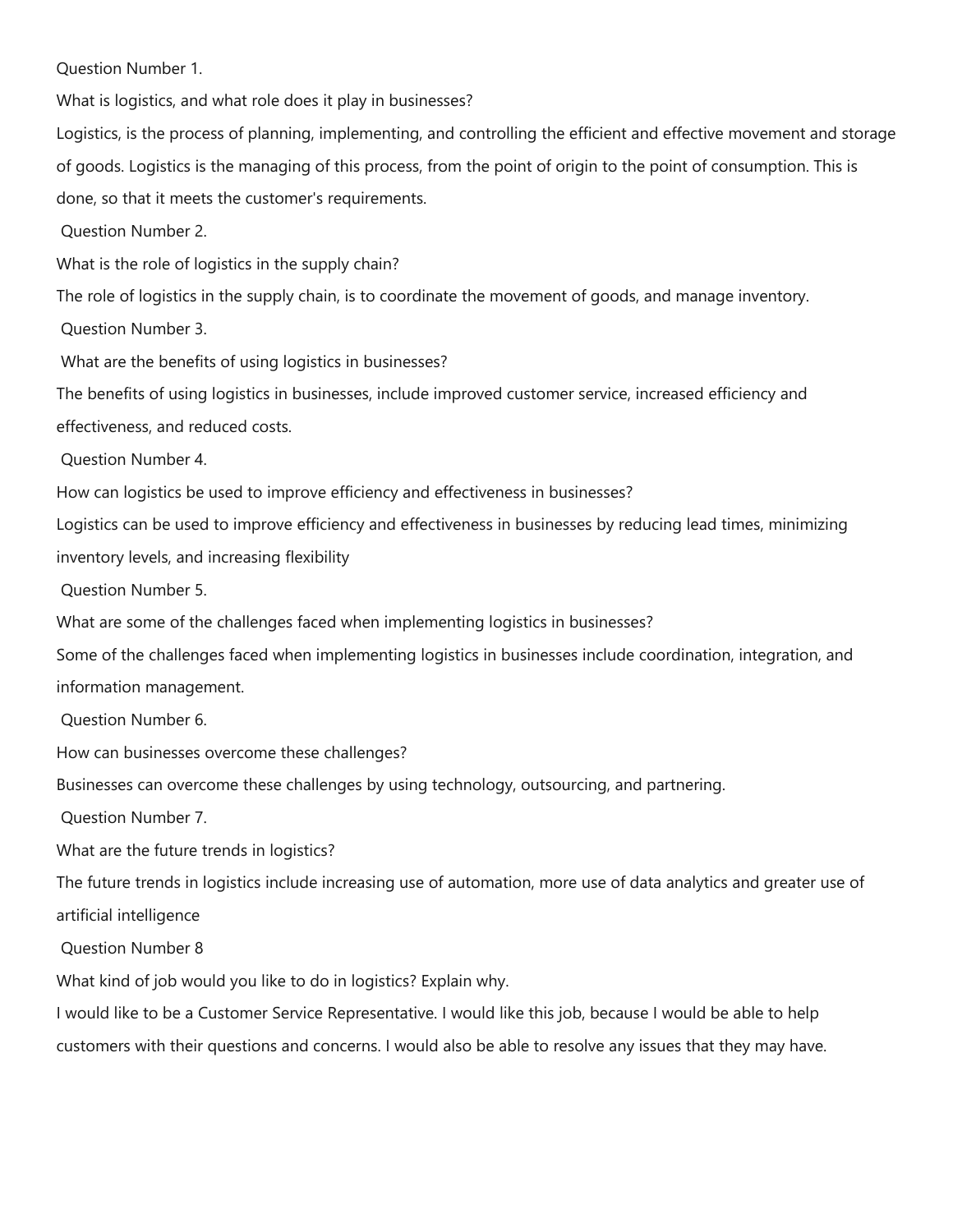Question Number 1.

What is logistics, and what role does it play in businesses?

Logistics, is the process of planning, implementing, and controlling the efficient and effective movement and storage of goods. Logistics is the managing of this process, from the point of origin to the point of consumption. This is done, so that it meets the customer's requirements.

Question Number 2.

What is the role of logistics in the supply chain?

The role of logistics in the supply chain, is to coordinate the movement of goods, and manage inventory.

Question Number 3.

What are the benefits of using logistics in businesses?

The benefits of using logistics in businesses, include improved customer service, increased efficiency and effectiveness, and reduced costs.

Question Number 4.

How can logistics be used to improve efficiency and effectiveness in businesses?

Logistics can be used to improve efficiency and effectiveness in businesses by reducing lead times, minimizing inventory levels, and increasing flexibility

Question Number 5.

What are some of the challenges faced when implementing logistics in businesses?

Some of the challenges faced when implementing logistics in businesses include coordination, integration, and information management.

Question Number 6.

How can businesses overcome these challenges?

Businesses can overcome these challenges by using technology, outsourcing, and partnering.

Question Number 7.

What are the future trends in logistics?

The future trends in logistics include increasing use of automation, more use of data analytics and greater use of artificial intelligence

Question Number 8

What kind of job would you like to do in logistics? Explain why.

I would like to be a Customer Service Representative. I would like this job, because I would be able to help customers with their questions and concerns. I would also be able to resolve any issues that they may have.